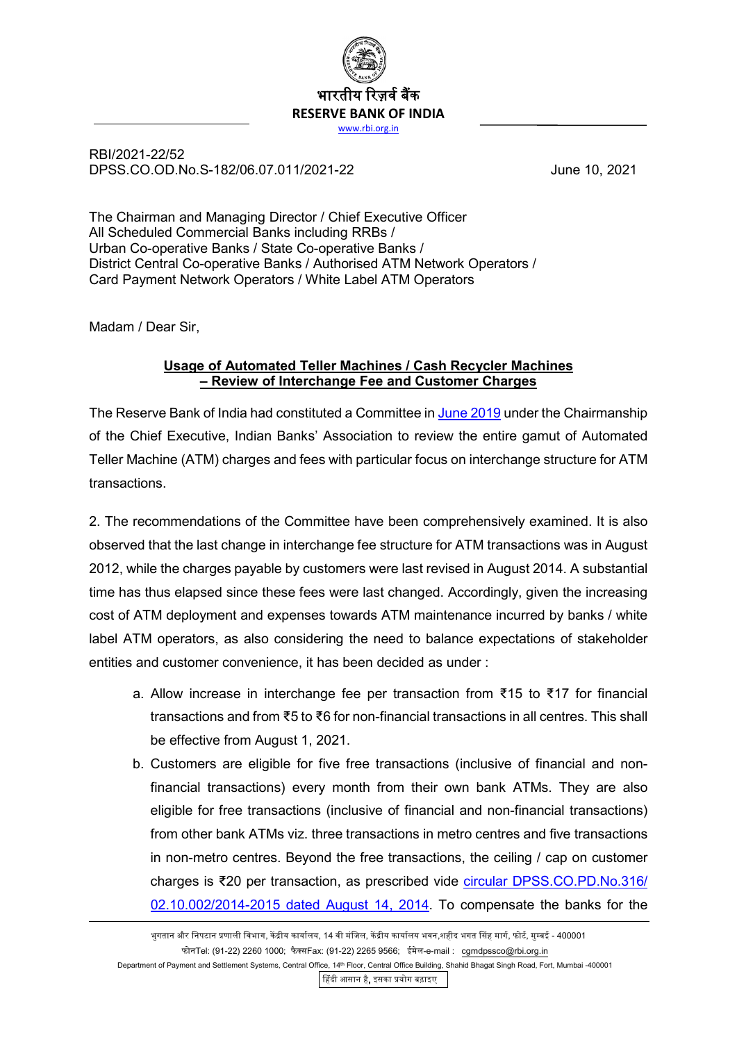भारतीय रिज़र्व बैंक
**RESERVE BANK OF INDIA**
www.rbi.org.in

RBI/2021-22/52
DPSS.CO.OD.No.S-182/06.07.011/2021-22 June 10, 2021

The Chairman and Managing Director / Chief Executive Officer
All Scheduled Commercial Banks including RRBs /
Urban Co-operative Banks / State Co-operative Banks /
District Central Co-operative Banks / Authorised ATM Network Operators /
Card Payment Network Operators / White Label ATM Operators

Madam / Dear Sir,

**Usage of Automated Teller Machines / Cash Recycler Machines – Review of Interchange Fee and Customer Charges**

The Reserve Bank of India had constituted a Committee in June 2019 under the Chairmanship of the Chief Executive, Indian Banks' Association to review the entire gamut of Automated Teller Machine (ATM) charges and fees with particular focus on interchange structure for ATM transactions.

2. The recommendations of the Committee have been comprehensively examined. It is also observed that the last change in interchange fee structure for ATM transactions was in August 2012, while the charges payable by customers were last revised in August 2014. A substantial time has thus elapsed since these fees were last changed. Accordingly, given the increasing cost of ATM deployment and expenses towards ATM maintenance incurred by banks / white label ATM operators, as also considering the need to balance expectations of stakeholder entities and customer convenience, it has been decided as under :

a. Allow increase in interchange fee per transaction from ₹15 to ₹17 for financial transactions and from ₹5 to ₹6 for non-financial transactions in all centres. This shall be effective from August 1, 2021.

b. Customers are eligible for five free transactions (inclusive of financial and non-financial transactions) every month from their own bank ATMs. They are also eligible for free transactions (inclusive of financial and non-financial transactions) from other bank ATMs viz. three transactions in metro centres and five transactions in non-metro centres. Beyond the free transactions, the ceiling / cap on customer charges is ₹20 per transaction, as prescribed vide circular DPSS.CO.PD.No.316/ 02.10.002/2014-2015 dated August 14, 2014. To compensate the banks for the

भुगतान और निपटान प्रणाली विभाग, केंद्रीय कार्यालय, 14 वी मंजिल, केंद्रीय कार्यालय भवन,शहीद भगत सिंह मार्ग, फोर्ट, मुम्बई - 400001
फोनTel: (91-22) 2260 1000; फैक्सFax: (91-22) 2265 9566; ईमेल-e-mail : cgmdpssco@rbi.org.in
Department of Payment and Settlement Systems, Central Office, 14th Floor, Central Office Building, Shahid Bhagat Singh Road, Fort, Mumbai -400001
हिंदी आसान है, इसका प्रयोग बढ़ाइए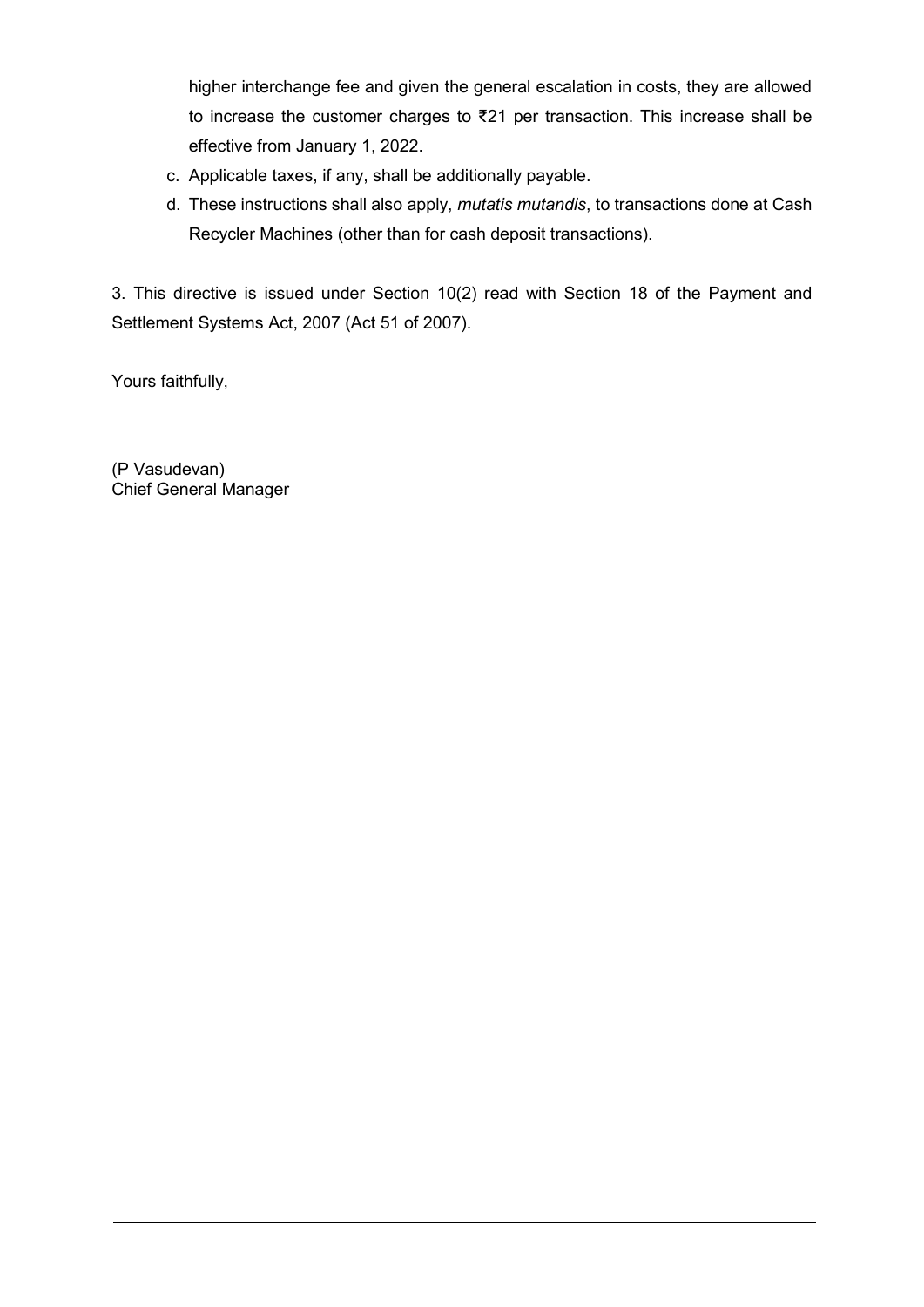higher interchange fee and given the general escalation in costs, they are allowed to increase the customer charges to ₹21 per transaction. This increase shall be effective from January 1, 2022.

c. Applicable taxes, if any, shall be additionally payable.

d. These instructions shall also apply, *mutatis mutandis*, to transactions done at Cash Recycler Machines (other than for cash deposit transactions).

3. This directive is issued under Section 10(2) read with Section 18 of the Payment and Settlement Systems Act, 2007 (Act 51 of 2007).

Yours faithfully,

(P Vasudevan)
Chief General Manager